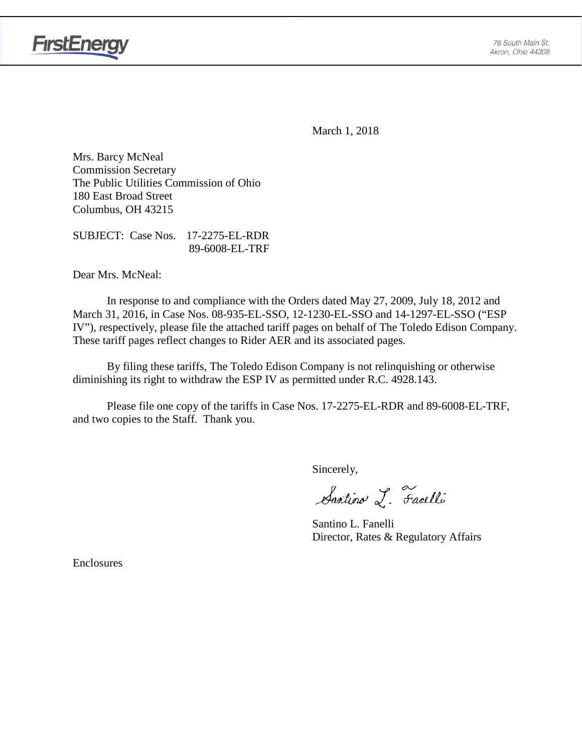FirstEnergy

76 South Main St.
Akron, Ohio 44308

March 1, 2018

Mrs. Barcy McNeal
Commission Secretary
The Public Utilities Commission of Ohio
180 East Broad Street
Columbus, OH 43215

SUBJECT: Case Nos. 17-2275-EL-RDR
89-6008-EL-TRF

Dear Mrs. McNeal:

In response to and compliance with the Orders dated May 27, 2009, July 18, 2012 and March 31, 2016, in Case Nos. 08-935-EL-SSO, 12-1230-EL-SSO and 14-1297-EL-SSO ("ESP IV"), respectively, please file the attached tariff pages on behalf of The Toledo Edison Company. These tariff pages reflect changes to Rider AER and its associated pages.

By filing these tariffs, The Toledo Edison Company is not relinquishing or otherwise diminishing its right to withdraw the ESP IV as permitted under R.C. 4928.143.

Please file one copy of the tariffs in Case Nos. 17-2275-EL-RDR and 89-6008-EL-TRF, and two copies to the Staff. Thank you.

Sincerely,

Santino L. Fanelli

Santino L. Fanelli
Director, Rates & Regulatory Affairs

Enclosures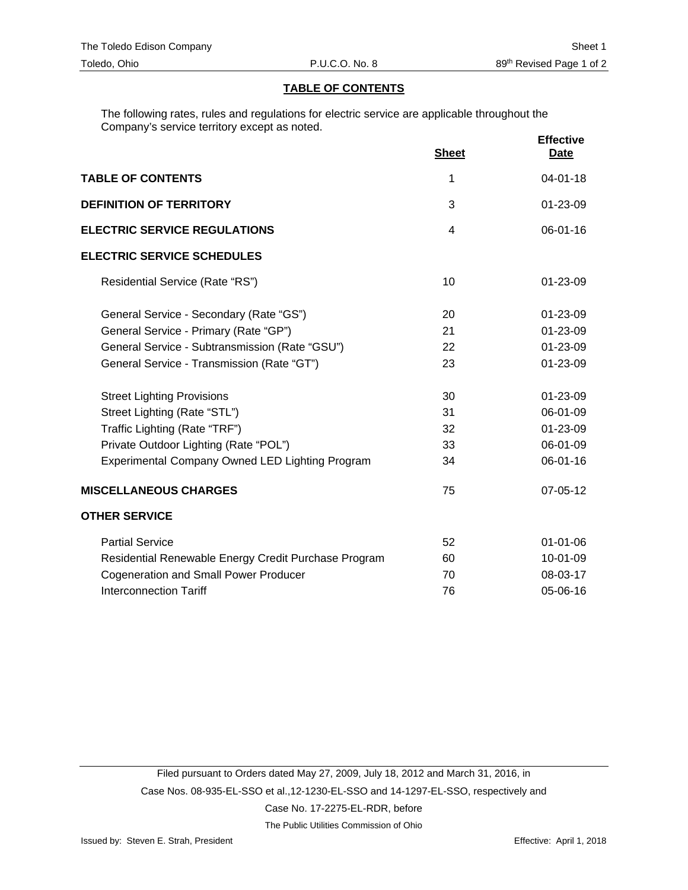## TABLE OF CONTENTS

The following rates, rules and regulations for electric service are applicable throughout the Company's service territory except as noted.

| | Sheet | Effective Date |
|---|---|---|
| **TABLE OF CONTENTS** | 1 | 04-01-18 |
| **DEFINITION OF TERRITORY** | 3 | 01-23-09 |
| **ELECTRIC SERVICE REGULATIONS** | 4 | 06-01-16 |
| **ELECTRIC SERVICE SCHEDULES** | | |
| Residential Service (Rate "RS") | 10 | 01-23-09 |
| General Service - Secondary (Rate "GS") | 20 | 01-23-09 |
| General Service - Primary (Rate "GP") | 21 | 01-23-09 |
| General Service - Subtransmission (Rate "GSU") | 22 | 01-23-09 |
| General Service - Transmission (Rate "GT") | 23 | 01-23-09 |
| Street Lighting Provisions | 30 | 01-23-09 |
| Street Lighting (Rate "STL") | 31 | 06-01-09 |
| Traffic Lighting (Rate "TRF") | 32 | 01-23-09 |
| Private Outdoor Lighting (Rate "POL") | 33 | 06-01-09 |
| Experimental Company Owned LED Lighting Program | 34 | 06-01-16 |
| **MISCELLANEOUS CHARGES** | 75 | 07-05-12 |
| **OTHER SERVICE** | | |
| Partial Service | 52 | 01-01-06 |
| Residential Renewable Energy Credit Purchase Program | 60 | 10-01-09 |
| Cogeneration and Small Power Producer | 70 | 08-03-17 |
| Interconnection Tariff | 76 | 05-06-16 |

Filed pursuant to Orders dated May 27, 2009, July 18, 2012 and March 31, 2016, in Case Nos. 08-935-EL-SSO et al.,12-1230-EL-SSO and 14-1297-EL-SSO, respectively and Case No. 17-2275-EL-RDR, before The Public Utilities Commission of Ohio

Issued by: Steven E. Strah, President

Effective: April 1, 2018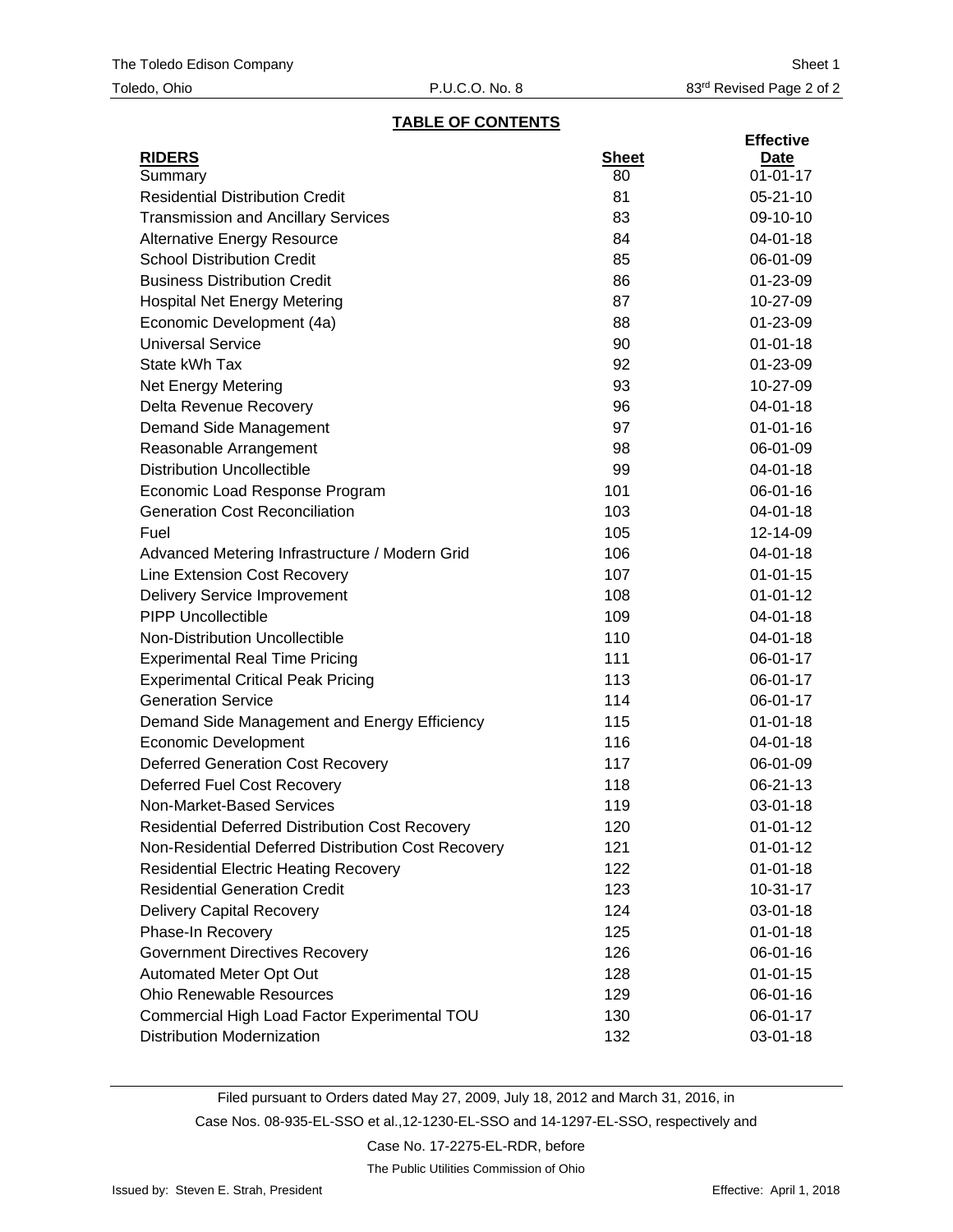The Toledo Edison Company | Sheet 1
Toledo, Ohio | P.U.C.O. No. 8 | 83rd Revised Page 2 of 2

## TABLE OF CONTENTS

| RIDERS | Sheet | Effective Date |
|---|---|---|
| Summary | 80 | 01-01-17 |
| Residential Distribution Credit | 81 | 05-21-10 |
| Transmission and Ancillary Services | 83 | 09-10-10 |
| Alternative Energy Resource | 84 | 04-01-18 |
| School Distribution Credit | 85 | 06-01-09 |
| Business Distribution Credit | 86 | 01-23-09 |
| Hospital Net Energy Metering | 87 | 10-27-09 |
| Economic Development (4a) | 88 | 01-23-09 |
| Universal Service | 90 | 01-01-18 |
| State kWh Tax | 92 | 01-23-09 |
| Net Energy Metering | 93 | 10-27-09 |
| Delta Revenue Recovery | 96 | 04-01-18 |
| Demand Side Management | 97 | 01-01-16 |
| Reasonable Arrangement | 98 | 06-01-09 |
| Distribution Uncollectible | 99 | 04-01-18 |
| Economic Load Response Program | 101 | 06-01-16 |
| Generation Cost Reconciliation | 103 | 04-01-18 |
| Fuel | 105 | 12-14-09 |
| Advanced Metering Infrastructure / Modern Grid | 106 | 04-01-18 |
| Line Extension Cost Recovery | 107 | 01-01-15 |
| Delivery Service Improvement | 108 | 01-01-12 |
| PIPP Uncollectible | 109 | 04-01-18 |
| Non-Distribution Uncollectible | 110 | 04-01-18 |
| Experimental Real Time Pricing | 111 | 06-01-17 |
| Experimental Critical Peak Pricing | 113 | 06-01-17 |
| Generation Service | 114 | 06-01-17 |
| Demand Side Management and Energy Efficiency | 115 | 01-01-18 |
| Economic Development | 116 | 04-01-18 |
| Deferred Generation Cost Recovery | 117 | 06-01-09 |
| Deferred Fuel Cost Recovery | 118 | 06-21-13 |
| Non-Market-Based Services | 119 | 03-01-18 |
| Residential Deferred Distribution Cost Recovery | 120 | 01-01-12 |
| Non-Residential Deferred Distribution Cost Recovery | 121 | 01-01-12 |
| Residential Electric Heating Recovery | 122 | 01-01-18 |
| Residential Generation Credit | 123 | 10-31-17 |
| Delivery Capital Recovery | 124 | 03-01-18 |
| Phase-In Recovery | 125 | 01-01-18 |
| Government Directives Recovery | 126 | 06-01-16 |
| Automated Meter Opt Out | 128 | 01-01-15 |
| Ohio Renewable Resources | 129 | 06-01-16 |
| Commercial High Load Factor Experimental TOU | 130 | 06-01-17 |
| Distribution Modernization | 132 | 03-01-18 |

Filed pursuant to Orders dated May 27, 2009, July 18, 2012 and March 31, 2016, in Case Nos. 08-935-EL-SSO et al.,12-1230-EL-SSO and 14-1297-EL-SSO, respectively and Case No. 17-2275-EL-RDR, before The Public Utilities Commission of Ohio

Issued by: Steven E. Strah, President | Effective: April 1, 2018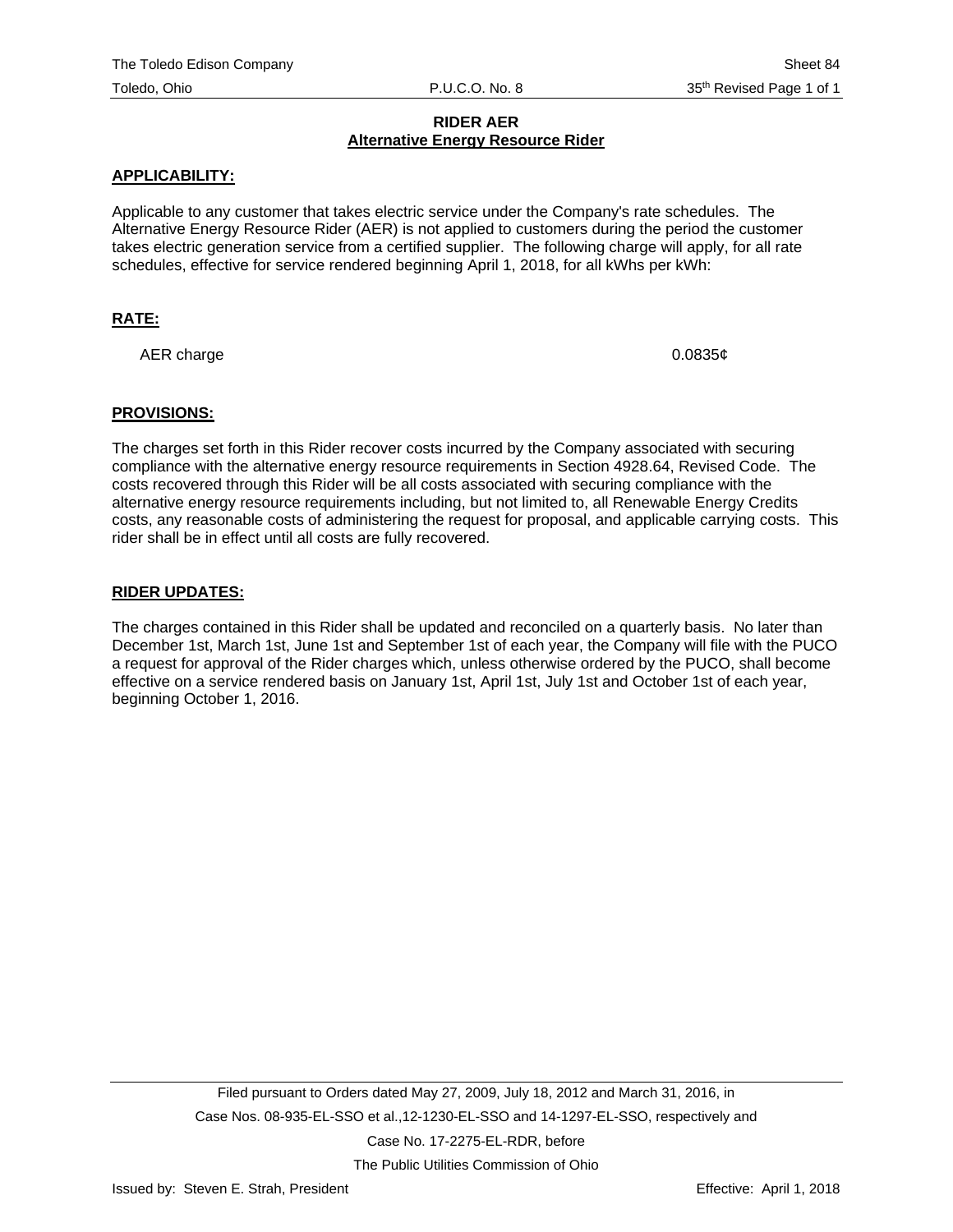# RIDER AER

## Alternative Energy Resource Rider

**APPLICABILITY:**

Applicable to any customer that takes electric service under the Company's rate schedules. The Alternative Energy Resource Rider (AER) is not applied to customers during the period the customer takes electric generation service from a certified supplier. The following charge will apply, for all rate schedules, effective for service rendered beginning April 1, 2018, for all kWhs per kWh:

**RATE:**

| | |
|---|---|
| AER charge | 0.0835¢ |

**PROVISIONS:**

The charges set forth in this Rider recover costs incurred by the Company associated with securing compliance with the alternative energy resource requirements in Section 4928.64, Revised Code. The costs recovered through this Rider will be all costs associated with securing compliance with the alternative energy resource requirements including, but not limited to, all Renewable Energy Credits costs, any reasonable costs of administering the request for proposal, and applicable carrying costs. This rider shall be in effect until all costs are fully recovered.

**RIDER UPDATES:**

The charges contained in this Rider shall be updated and reconciled on a quarterly basis. No later than December 1st, March 1st, June 1st and September 1st of each year, the Company will file with the PUCO a request for approval of the Rider charges which, unless otherwise ordered by the PUCO, shall become effective on a service rendered basis on January 1st, April 1st, July 1st and October 1st of each year, beginning October 1, 2016.

Filed pursuant to Orders dated May 27, 2009, July 18, 2012 and March 31, 2016, in Case Nos. 08-935-EL-SSO et al.,12-1230-EL-SSO and 14-1297-EL-SSO, respectively and Case No. 17-2275-EL-RDR, before The Public Utilities Commission of Ohio

Issued by: Steven E. Strah, President

Effective: April 1, 2018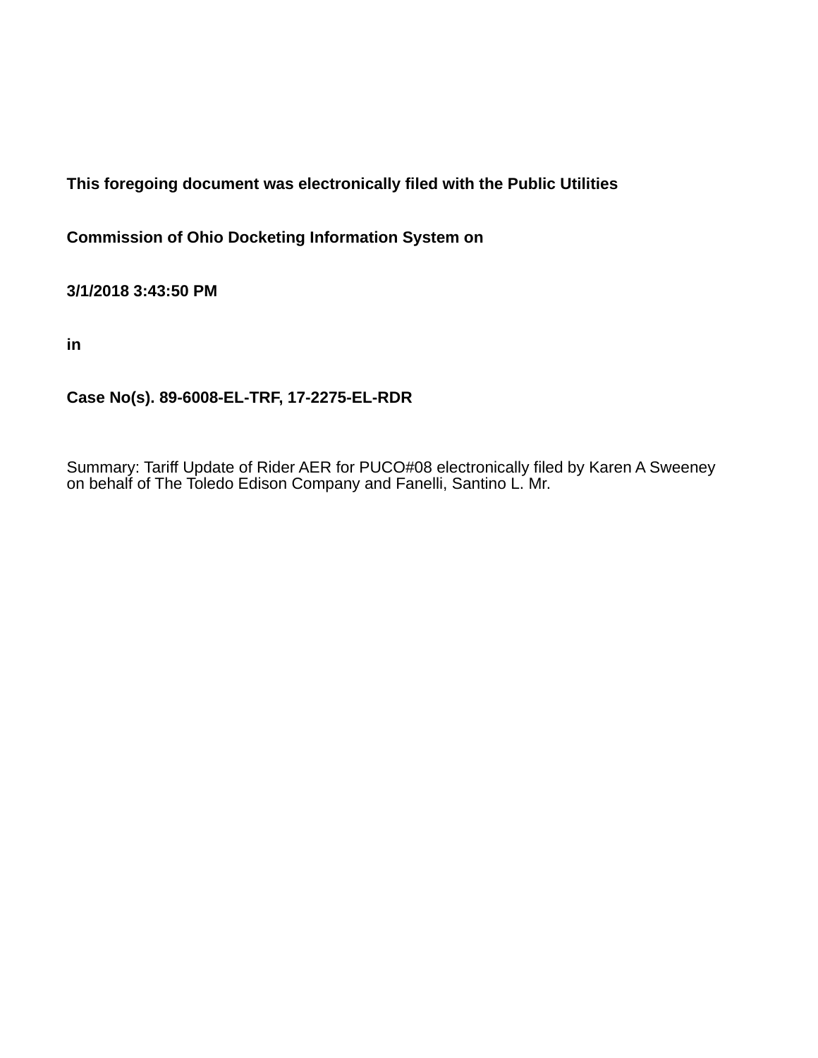**This foregoing document was electronically filed with the Public Utilities**

**Commission of Ohio Docketing Information System on**

**3/1/2018 3:43:50 PM**

**in**

**Case No(s). 89-6008-EL-TRF, 17-2275-EL-RDR**

Summary: Tariff Update of Rider AER for PUCO#08 electronically filed by Karen A Sweeney on behalf of The Toledo Edison Company and Fanelli, Santino L. Mr.